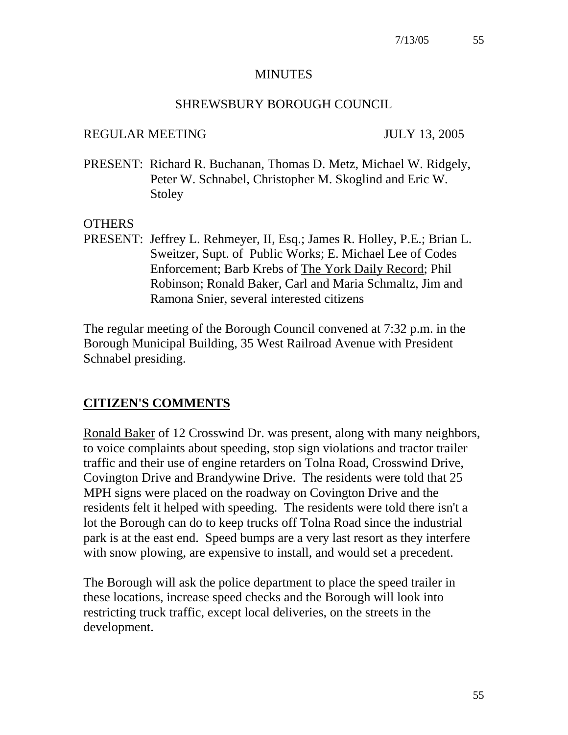# MINUTES

## SHREWSBURY BOROUGH COUNCIL

REGULAR MEETING JULY 13, 2005

PRESENT: Richard R. Buchanan, Thomas D. Metz, Michael W. Ridgely, Peter W. Schnabel, Christopher M. Skoglind and Eric W. Stoley

OTHERS
PRESENT: Jeffrey L. Rehmeyer, II, Esq.; James R. Holley, P.E.; Brian L. Sweitzer, Supt. of Public Works; E. Michael Lee of Codes Enforcement; Barb Krebs of The York Daily Record; Phil Robinson; Ronald Baker, Carl and Maria Schmaltz, Jim and Ramona Snier, several interested citizens

The regular meeting of the Borough Council convened at 7:32 p.m. in the Borough Municipal Building, 35 West Railroad Avenue with President Schnabel presiding.

## CITIZEN'S COMMENTS

Ronald Baker of 12 Crosswind Dr. was present, along with many neighbors, to voice complaints about speeding, stop sign violations and tractor trailer traffic and their use of engine retarders on Tolna Road, Crosswind Drive, Covington Drive and Brandywine Drive. The residents were told that 25 MPH signs were placed on the roadway on Covington Drive and the residents felt it helped with speeding. The residents were told there isn't a lot the Borough can do to keep trucks off Tolna Road since the industrial park is at the east end. Speed bumps are a very last resort as they interfere with snow plowing, are expensive to install, and would set a precedent.

The Borough will ask the police department to place the speed trailer in these locations, increase speed checks and the Borough will look into restricting truck traffic, except local deliveries, on the streets in the development.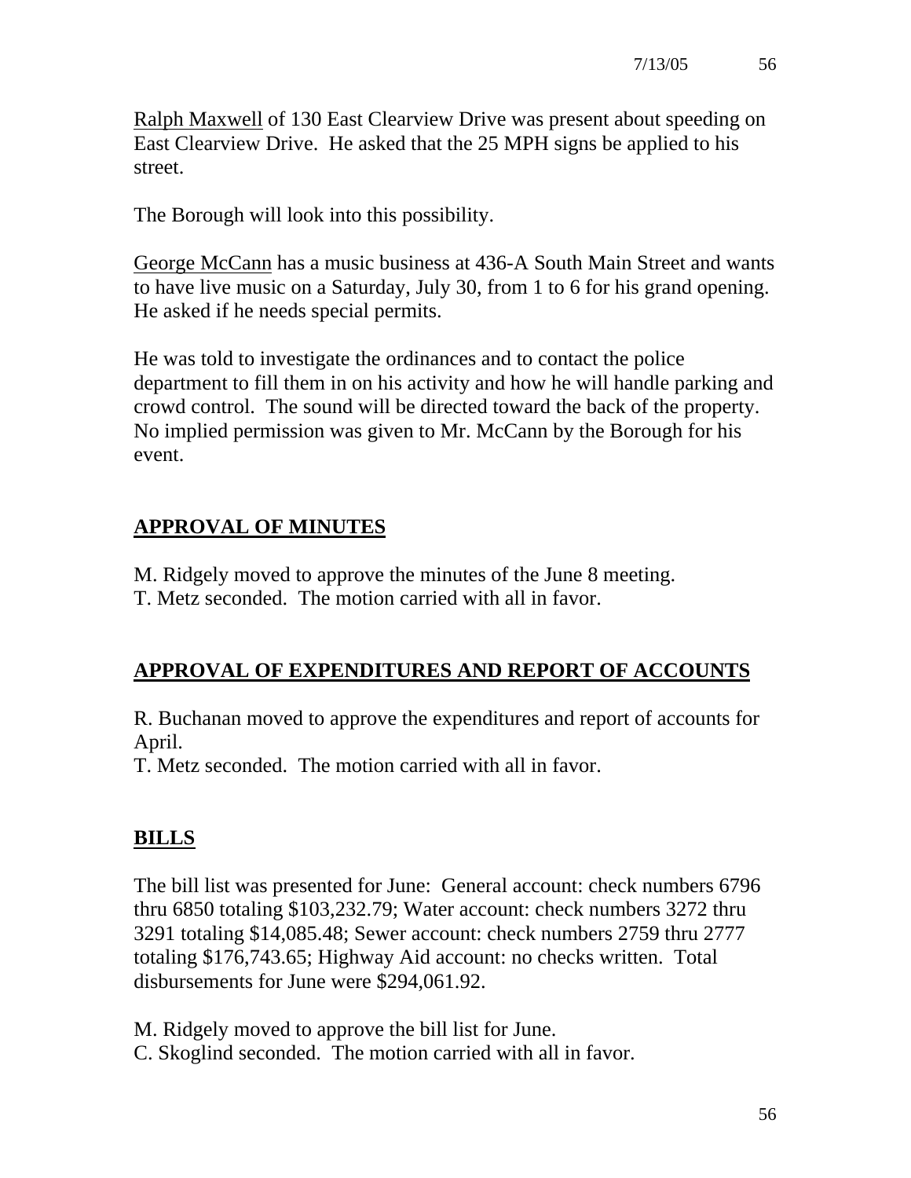Ralph Maxwell of 130 East Clearview Drive was present about speeding on East Clearview Drive. He asked that the 25 MPH signs be applied to his street.

The Borough will look into this possibility.

George McCann has a music business at 436-A South Main Street and wants to have live music on a Saturday, July 30, from 1 to 6 for his grand opening. He asked if he needs special permits.

He was told to investigate the ordinances and to contact the police department to fill them in on his activity and how he will handle parking and crowd control. The sound will be directed toward the back of the property. No implied permission was given to Mr. McCann by the Borough for his event.

## APPROVAL OF MINUTES

M. Ridgely moved to approve the minutes of the June 8 meeting.
T. Metz seconded. The motion carried with all in favor.

## APPROVAL OF EXPENDITURES AND REPORT OF ACCOUNTS

R. Buchanan moved to approve the expenditures and report of accounts for April.
T. Metz seconded. The motion carried with all in favor.

## BILLS

The bill list was presented for June: General account: check numbers 6796 thru 6850 totaling $103,232.79; Water account: check numbers 3272 thru 3291 totaling $14,085.48; Sewer account: check numbers 2759 thru 2777 totaling $176,743.65; Highway Aid account: no checks written. Total disbursements for June were $294,061.92.

M. Ridgely moved to approve the bill list for June.
C. Skoglind seconded. The motion carried with all in favor.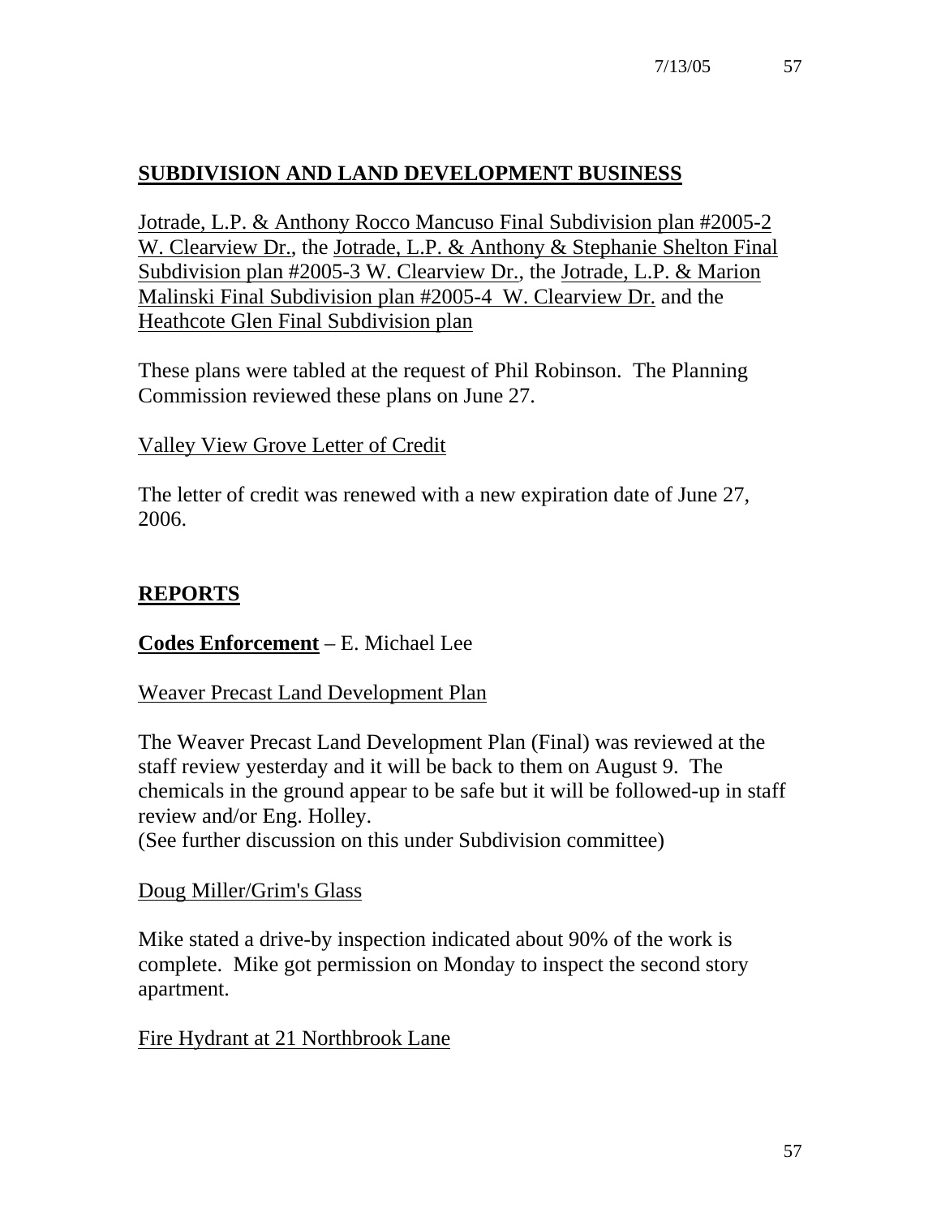## SUBDIVISION AND LAND DEVELOPMENT BUSINESS

Jotrade, L.P. & Anthony Rocco Mancuso Final Subdivision plan #2005-2 W. Clearview Dr., the Jotrade, L.P. & Anthony & Stephanie Shelton Final Subdivision plan #2005-3 W. Clearview Dr., the Jotrade, L.P. & Marion Malinski Final Subdivision plan #2005-4 W. Clearview Dr. and the Heathcote Glen Final Subdivision plan

These plans were tabled at the request of Phil Robinson. The Planning Commission reviewed these plans on June 27.

Valley View Grove Letter of Credit

The letter of credit was renewed with a new expiration date of June 27, 2006.

## REPORTS

**Codes Enforcement** – E. Michael Lee

Weaver Precast Land Development Plan

The Weaver Precast Land Development Plan (Final) was reviewed at the staff review yesterday and it will be back to them on August 9. The chemicals in the ground appear to be safe but it will be followed-up in staff review and/or Eng. Holley.
(See further discussion on this under Subdivision committee)

Doug Miller/Grim's Glass

Mike stated a drive-by inspection indicated about 90% of the work is complete. Mike got permission on Monday to inspect the second story apartment.

Fire Hydrant at 21 Northbrook Lane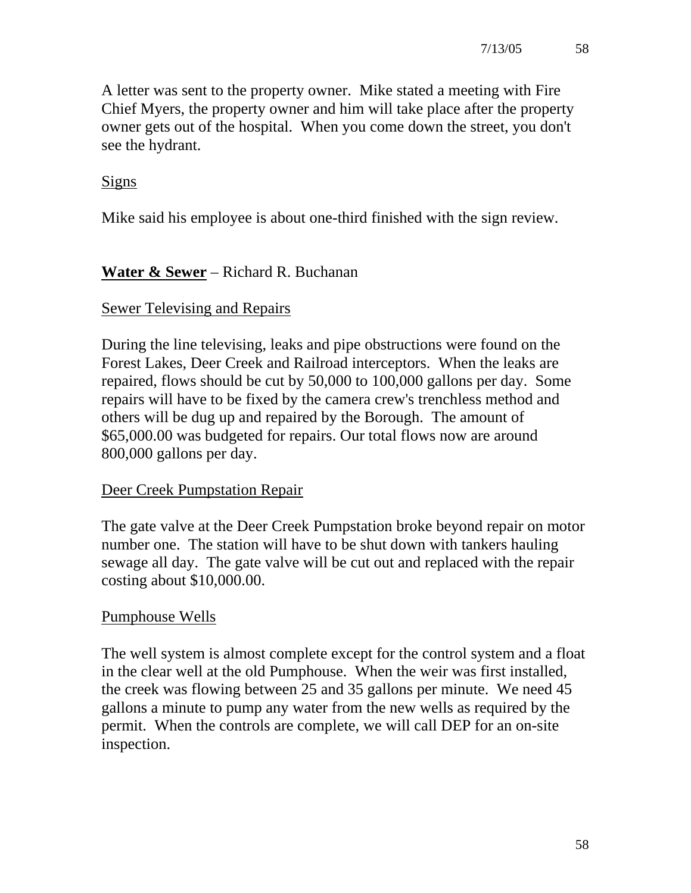A letter was sent to the property owner. Mike stated a meeting with Fire Chief Myers, the property owner and him will take place after the property owner gets out of the hospital. When you come down the street, you don't see the hydrant.

<u>Signs</u>

Mike said his employee is about one-third finished with the sign review.

**<u>Water & Sewer</u>** – Richard R. Buchanan

<u>Sewer Televising and Repairs</u>

During the line televising, leaks and pipe obstructions were found on the Forest Lakes, Deer Creek and Railroad interceptors. When the leaks are repaired, flows should be cut by 50,000 to 100,000 gallons per day. Some repairs will have to be fixed by the camera crew's trenchless method and others will be dug up and repaired by the Borough. The amount of $65,000.00 was budgeted for repairs. Our total flows now are around 800,000 gallons per day.

<u>Deer Creek Pumpstation Repair</u>

The gate valve at the Deer Creek Pumpstation broke beyond repair on motor number one. The station will have to be shut down with tankers hauling sewage all day. The gate valve will be cut out and replaced with the repair costing about $10,000.00.

<u>Pumphouse Wells</u>

The well system is almost complete except for the control system and a float in the clear well at the old Pumphouse. When the weir was first installed, the creek was flowing between 25 and 35 gallons per minute. We need 45 gallons a minute to pump any water from the new wells as required by the permit. When the controls are complete, we will call DEP for an on-site inspection.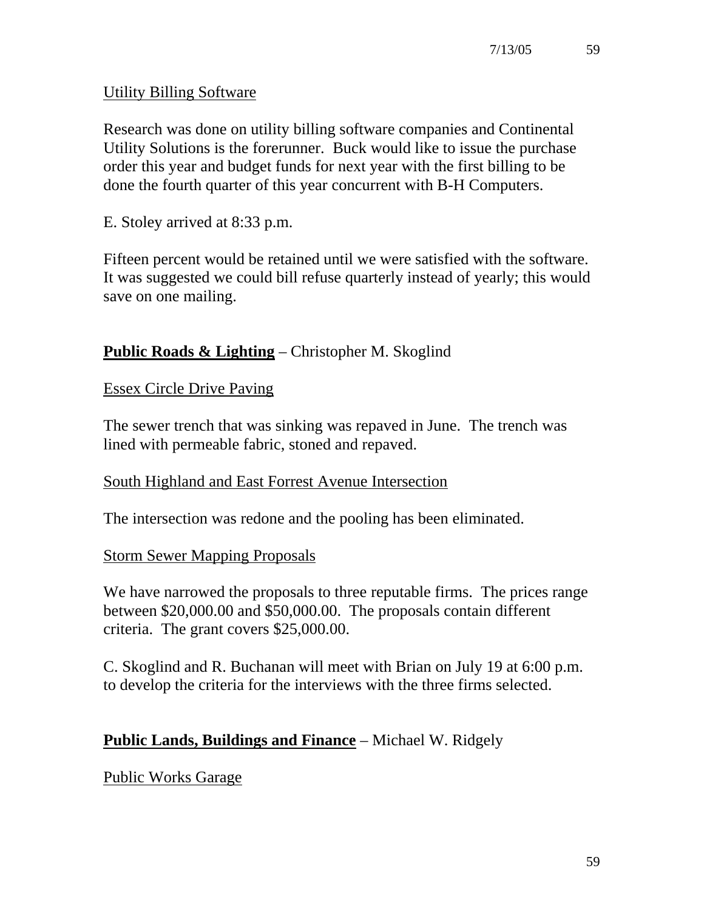Utility Billing Software

Research was done on utility billing software companies and Continental Utility Solutions is the forerunner. Buck would like to issue the purchase order this year and budget funds for next year with the first billing to be done the fourth quarter of this year concurrent with B-H Computers.

E. Stoley arrived at 8:33 p.m.

Fifteen percent would be retained until we were satisfied with the software. It was suggested we could bill refuse quarterly instead of yearly; this would save on one mailing.

**Public Roads & Lighting** – Christopher M. Skoglind

Essex Circle Drive Paving

The sewer trench that was sinking was repaved in June. The trench was lined with permeable fabric, stoned and repaved.

South Highland and East Forrest Avenue Intersection

The intersection was redone and the pooling has been eliminated.

Storm Sewer Mapping Proposals

We have narrowed the proposals to three reputable firms. The prices range between $20,000.00 and $50,000.00. The proposals contain different criteria. The grant covers $25,000.00.

C. Skoglind and R. Buchanan will meet with Brian on July 19 at 6:00 p.m. to develop the criteria for the interviews with the three firms selected.

**Public Lands, Buildings and Finance** – Michael W. Ridgely

Public Works Garage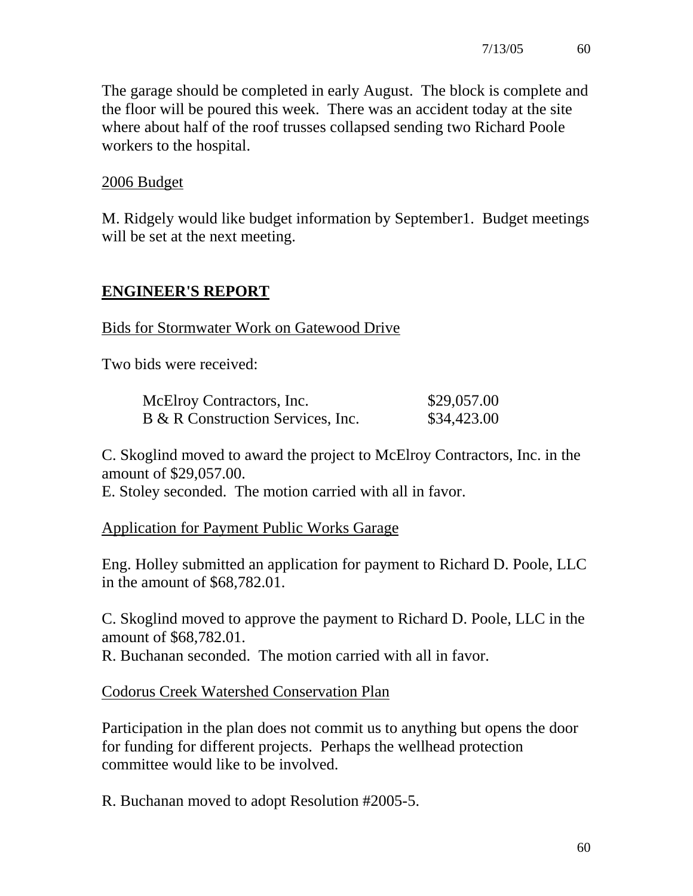The garage should be completed in early August. The block is complete and the floor will be poured this week. There was an accident today at the site where about half of the roof trusses collapsed sending two Richard Poole workers to the hospital.

2006 Budget

M. Ridgely would like budget information by September1. Budget meetings will be set at the next meeting.

## ENGINEER'S REPORT

Bids for Stormwater Work on Gatewood Drive

Two bids were received:

| | |
|---|---|
| McElroy Contractors, Inc. | $29,057.00 |
| B & R Construction Services, Inc. | $34,423.00 |

C. Skoglind moved to award the project to McElroy Contractors, Inc. in the amount of $29,057.00.
E. Stoley seconded. The motion carried with all in favor.

Application for Payment Public Works Garage

Eng. Holley submitted an application for payment to Richard D. Poole, LLC in the amount of $68,782.01.

C. Skoglind moved to approve the payment to Richard D. Poole, LLC in the amount of $68,782.01.
R. Buchanan seconded. The motion carried with all in favor.

Codorus Creek Watershed Conservation Plan

Participation in the plan does not commit us to anything but opens the door for funding for different projects. Perhaps the wellhead protection committee would like to be involved.

R. Buchanan moved to adopt Resolution #2005-5.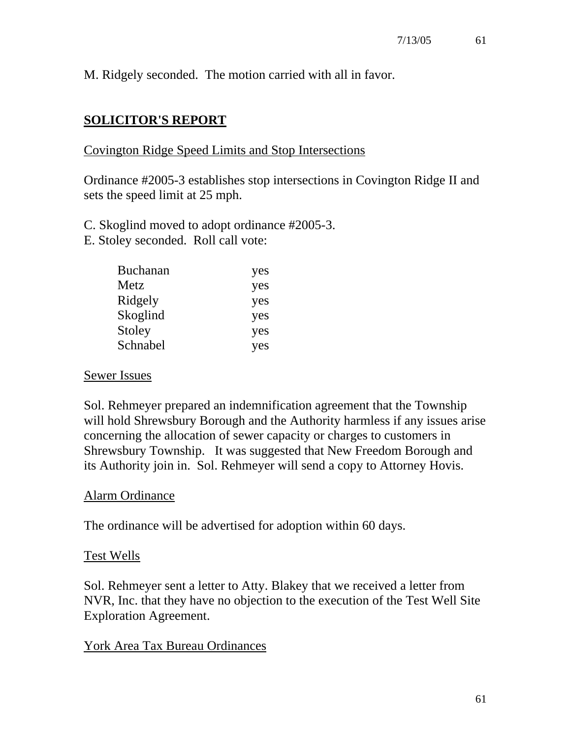M. Ridgely seconded. The motion carried with all in favor.

## SOLICITOR'S REPORT

Covington Ridge Speed Limits and Stop Intersections

Ordinance #2005-3 establishes stop intersections in Covington Ridge II and sets the speed limit at 25 mph.

C. Skoglind moved to adopt ordinance #2005-3.
E. Stoley seconded. Roll call vote:

| | |
|---|---|
| Buchanan | yes |
| Metz | yes |
| Ridgely | yes |
| Skoglind | yes |
| Stoley | yes |
| Schnabel | yes |

Sewer Issues

Sol. Rehmeyer prepared an indemnification agreement that the Township will hold Shrewsbury Borough and the Authority harmless if any issues arise concerning the allocation of sewer capacity or charges to customers in Shrewsbury Township. It was suggested that New Freedom Borough and its Authority join in. Sol. Rehmeyer will send a copy to Attorney Hovis.

Alarm Ordinance

The ordinance will be advertised for adoption within 60 days.

Test Wells

Sol. Rehmeyer sent a letter to Atty. Blakey that we received a letter from NVR, Inc. that they have no objection to the execution of the Test Well Site Exploration Agreement.

York Area Tax Bureau Ordinances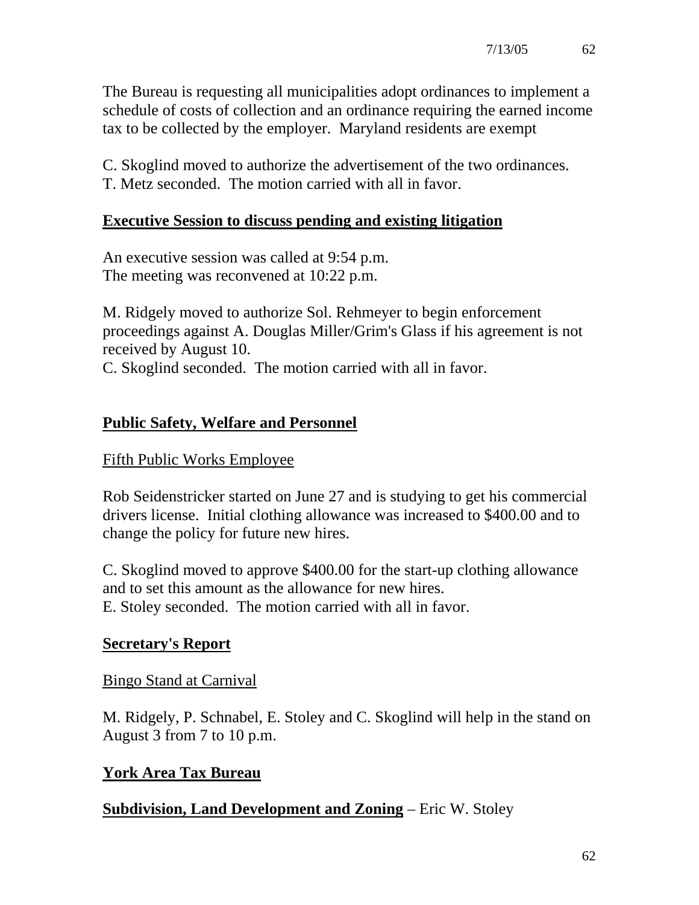The Bureau is requesting all municipalities adopt ordinances to implement a schedule of costs of collection and an ordinance requiring the earned income tax to be collected by the employer.  Maryland residents are exempt

C. Skoglind moved to authorize the advertisement of the two ordinances.
T. Metz seconded.  The motion carried with all in favor.

**Executive Session to discuss pending and existing litigation**

An executive session was called at 9:54 p.m.
The meeting was reconvened at 10:22 p.m.

M. Ridgely moved to authorize Sol. Rehmeyer to begin enforcement proceedings against A. Douglas Miller/Grim's Glass if his agreement is not received by August 10.
C. Skoglind seconded.  The motion carried with all in favor.

## Public Safety, Welfare and Personnel

Fifth Public Works Employee

Rob Seidenstricker started on June 27 and is studying to get his commercial drivers license.  Initial clothing allowance was increased to $400.00 and to change the policy for future new hires.

C. Skoglind moved to approve $400.00 for the start-up clothing allowance and to set this amount as the allowance for new hires.
E. Stoley seconded.  The motion carried with all in favor.

## Secretary's Report

Bingo Stand at Carnival

M. Ridgely, P. Schnabel, E. Stoley and C. Skoglind will help in the stand on August 3 from 7 to 10 p.m.

## York Area Tax Bureau

## Subdivision, Land Development and Zoning – Eric W. Stoley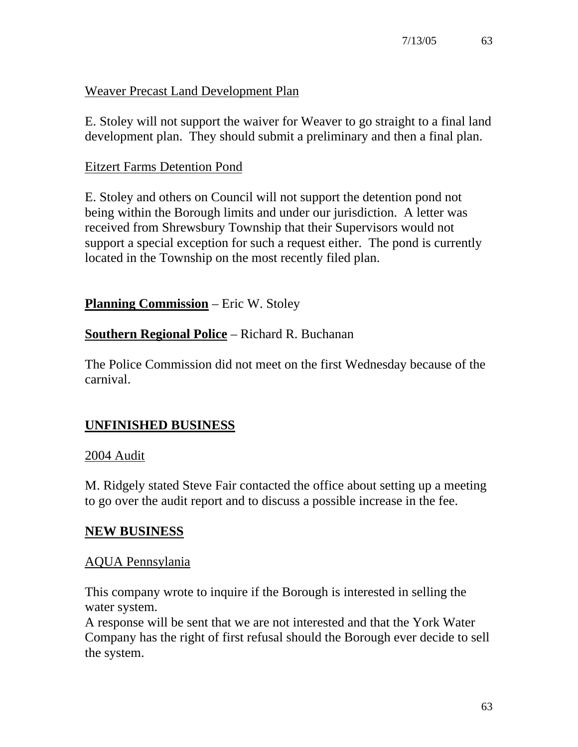Weaver Precast Land Development Plan

E. Stoley will not support the waiver for Weaver to go straight to a final land development plan. They should submit a preliminary and then a final plan.

Eitzert Farms Detention Pond

E. Stoley and others on Council will not support the detention pond not being within the Borough limits and under our jurisdiction. A letter was received from Shrewsbury Township that their Supervisors would not support a special exception for such a request either. The pond is currently located in the Township on the most recently filed plan.

**Planning Commission** – Eric W. Stoley

**Southern Regional Police** – Richard R. Buchanan

The Police Commission did not meet on the first Wednesday because of the carnival.

## UNFINISHED BUSINESS

2004 Audit

M. Ridgely stated Steve Fair contacted the office about setting up a meeting to go over the audit report and to discuss a possible increase in the fee.

## NEW BUSINESS

AQUA Pennsylania

This company wrote to inquire if the Borough is interested in selling the water system.
A response will be sent that we are not interested and that the York Water Company has the right of first refusal should the Borough ever decide to sell the system.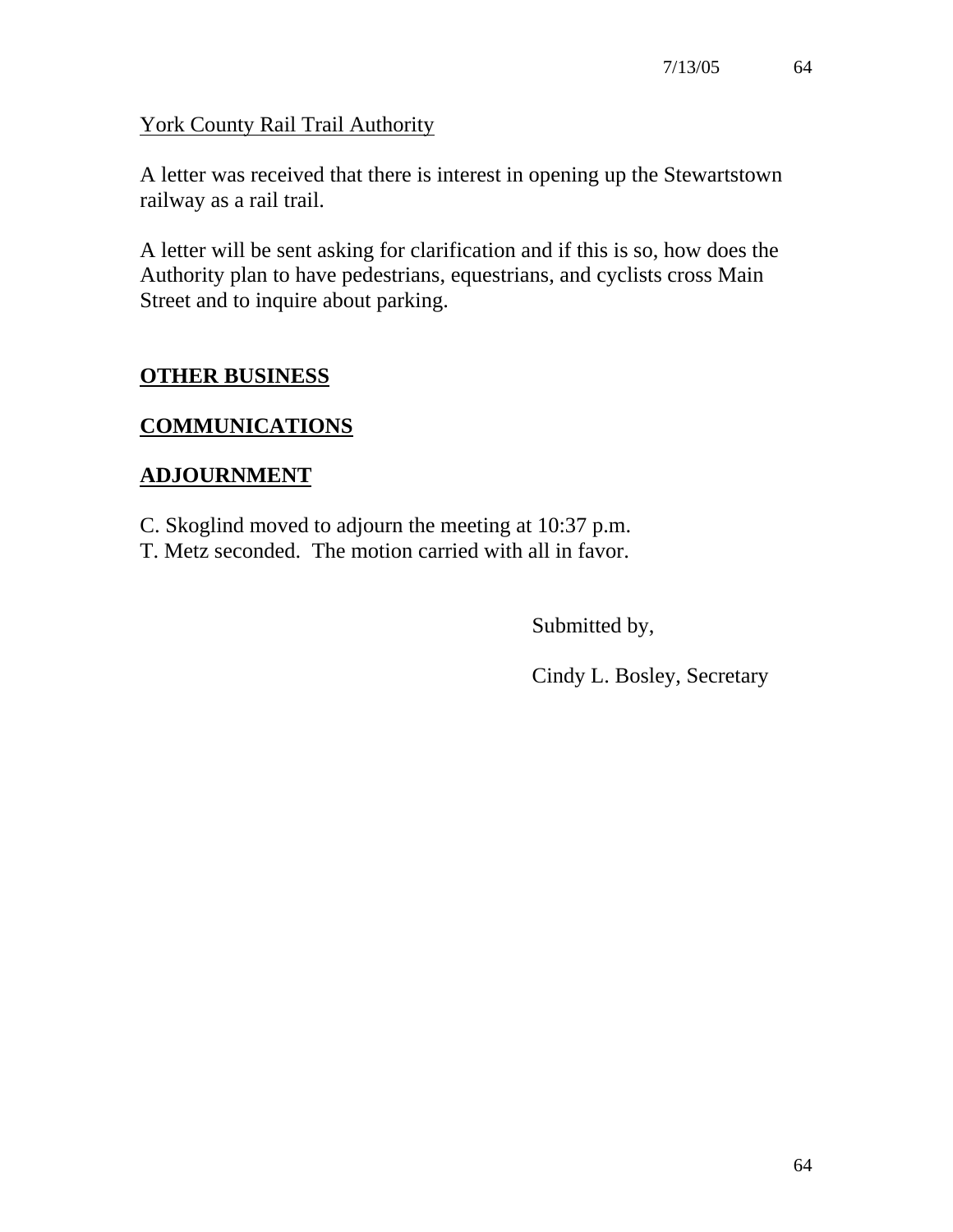York County Rail Trail Authority

A letter was received that there is interest in opening up the Stewartstown railway as a rail trail.

A letter will be sent asking for clarification and if this is so, how does the Authority plan to have pedestrians, equestrians, and cyclists cross Main Street and to inquire about parking.

## OTHER BUSINESS

## COMMUNICATIONS

## ADJOURNMENT

C. Skoglind moved to adjourn the meeting at 10:37 p.m.
T. Metz seconded. The motion carried with all in favor.

Submitted by,

Cindy L. Bosley, Secretary